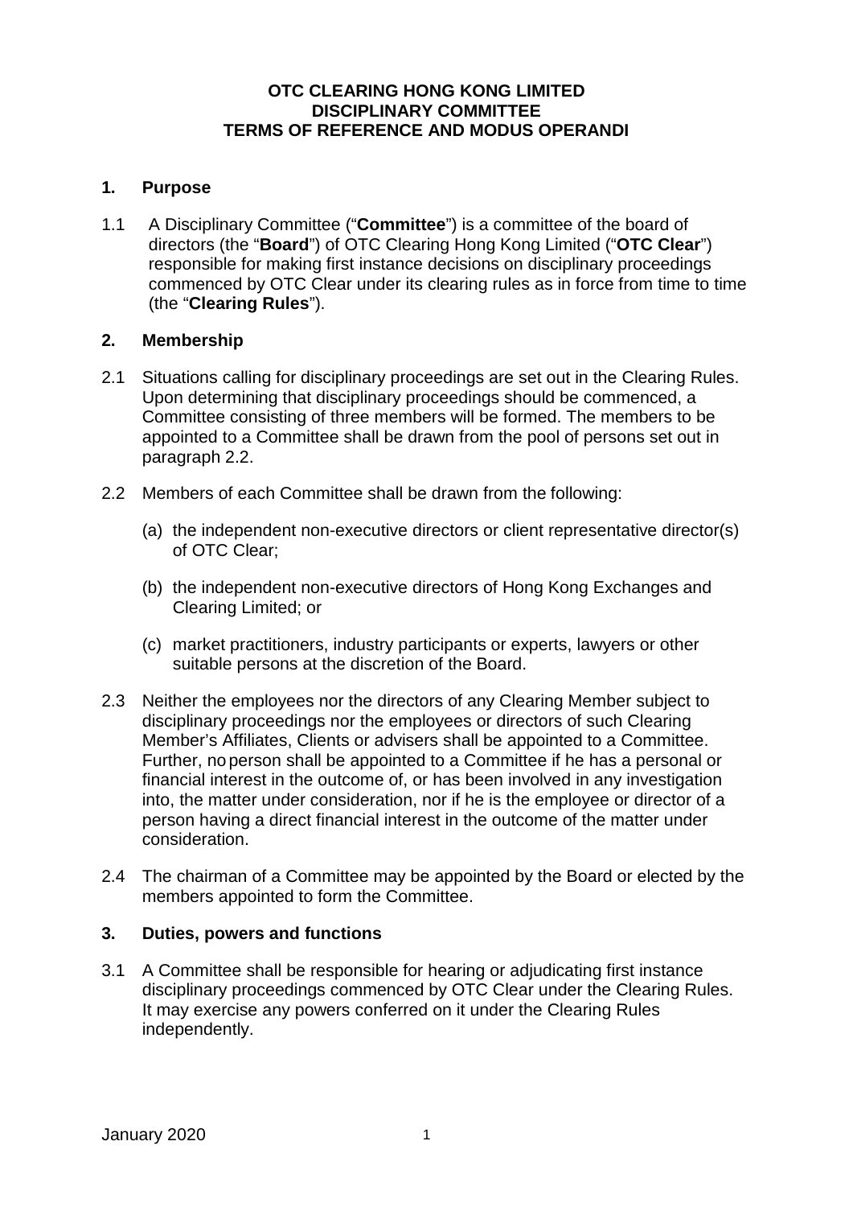**OTC CLEARING HONG KONG LIMITED**
**DISCIPLINARY COMMITTEE**
**TERMS OF REFERENCE AND MODUS OPERANDI**

## 1. Purpose

1.1 A Disciplinary Committee ("**Committee**") is a committee of the board of directors (the "**Board**") of OTC Clearing Hong Kong Limited ("**OTC Clear**") responsible for making first instance decisions on disciplinary proceedings commenced by OTC Clear under its clearing rules as in force from time to time (the "**Clearing Rules**").

## 2. Membership

2.1 Situations calling for disciplinary proceedings are set out in the Clearing Rules. Upon determining that disciplinary proceedings should be commenced, a Committee consisting of three members will be formed. The members to be appointed to a Committee shall be drawn from the pool of persons set out in paragraph 2.2.

2.2 Members of each Committee shall be drawn from the following:

(a) the independent non-executive directors or client representative director(s) of OTC Clear;

(b) the independent non-executive directors of Hong Kong Exchanges and Clearing Limited; or

(c) market practitioners, industry participants or experts, lawyers or other suitable persons at the discretion of the Board.

2.3 Neither the employees nor the directors of any Clearing Member subject to disciplinary proceedings nor the employees or directors of such Clearing Member's Affiliates, Clients or advisers shall be appointed to a Committee. Further, no person shall be appointed to a Committee if he has a personal or financial interest in the outcome of, or has been involved in any investigation into, the matter under consideration, nor if he is the employee or director of a person having a direct financial interest in the outcome of the matter under consideration.

2.4 The chairman of a Committee may be appointed by the Board or elected by the members appointed to form the Committee.

## 3. Duties, powers and functions

3.1 A Committee shall be responsible for hearing or adjudicating first instance disciplinary proceedings commenced by OTC Clear under the Clearing Rules. It may exercise any powers conferred on it under the Clearing Rules independently.

January 2020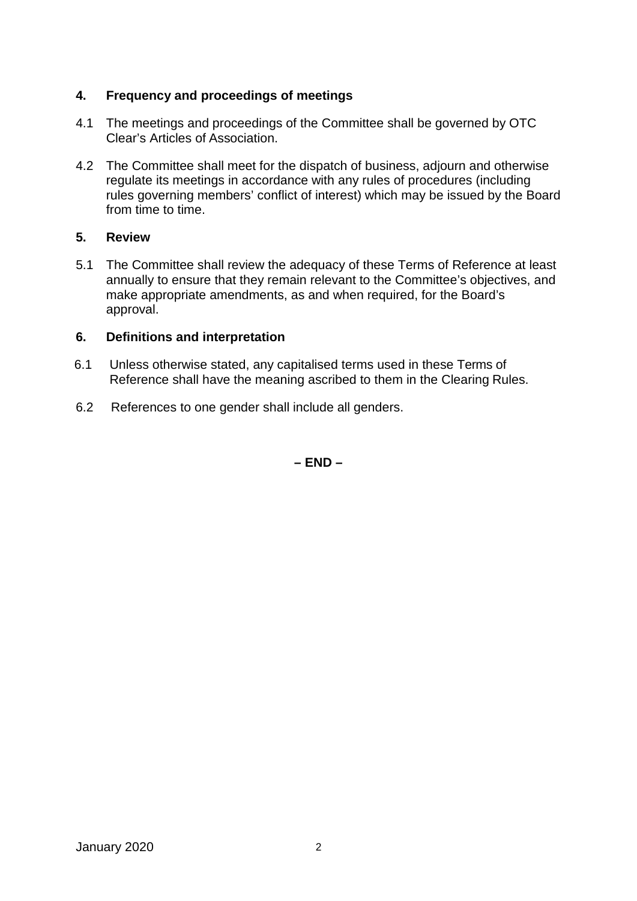## 4. Frequency and proceedings of meetings

4.1 The meetings and proceedings of the Committee shall be governed by OTC Clear's Articles of Association.

4.2 The Committee shall meet for the dispatch of business, adjourn and otherwise regulate its meetings in accordance with any rules of procedures (including rules governing members' conflict of interest) which may be issued by the Board from time to time.

## 5. Review

5.1 The Committee shall review the adequacy of these Terms of Reference at least annually to ensure that they remain relevant to the Committee's objectives, and make appropriate amendments, as and when required, for the Board's approval.

## 6. Definitions and interpretation

6.1 Unless otherwise stated, any capitalised terms used in these Terms of Reference shall have the meaning ascribed to them in the Clearing Rules.

6.2 References to one gender shall include all genders.

**– END –**

January 2020